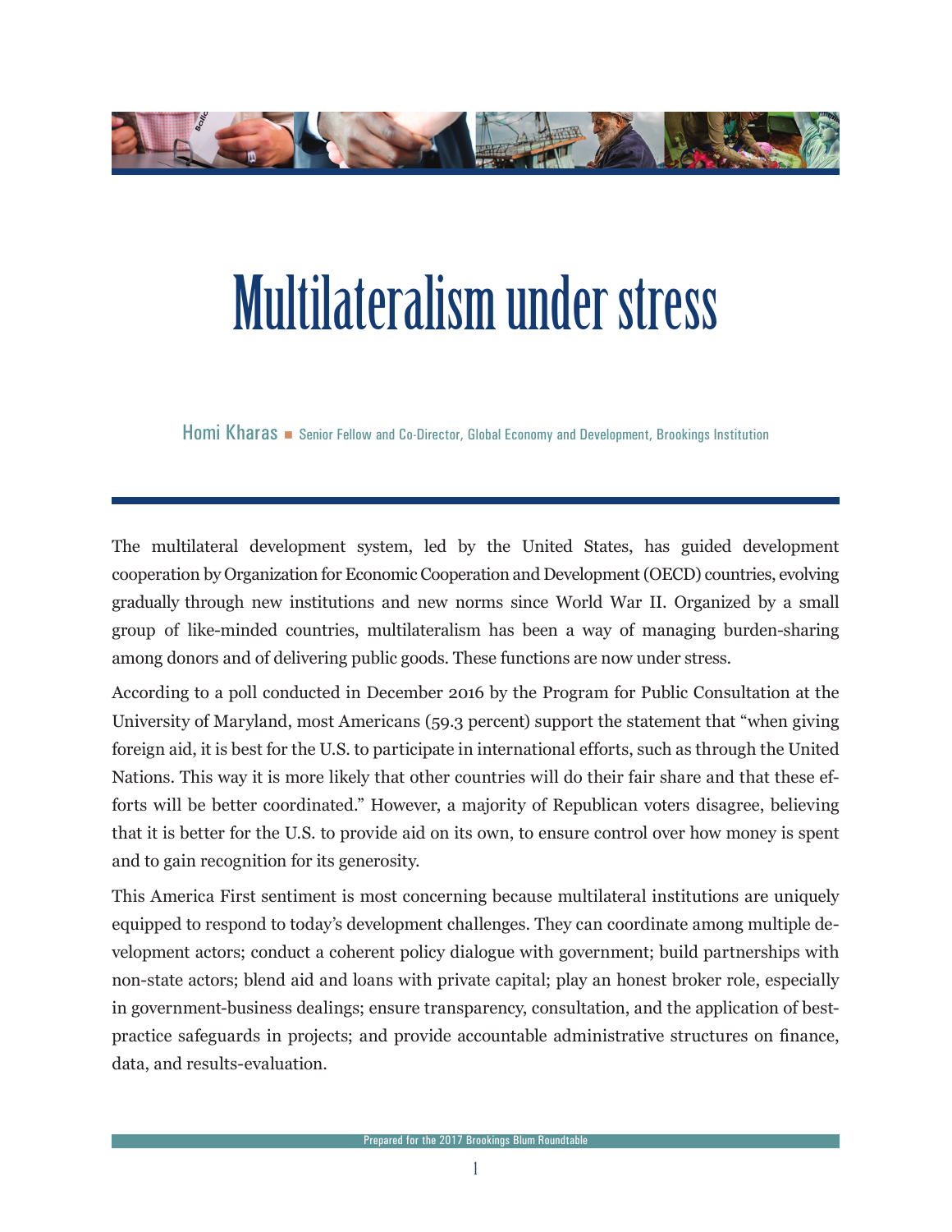# Multilateralism under stress

Homi Kharas ■ Senior Fellow and Co-Director, Global Economy and Development, Brookings Institution

The multilateral development system, led by the United States, has guided development cooperation by Organization for Economic Cooperation and Development (OECD) countries, evolving gradually through new institutions and new norms since World War II. Organized by a small group of like-minded countries, multilateralism has been a way of managing burden-sharing among donors and of delivering public goods. These functions are now under stress.

According to a poll conducted in December 2016 by the Program for Public Consultation at the University of Maryland, most Americans (59.3 percent) support the statement that "when giving foreign aid, it is best for the U.S. to participate in international efforts, such as through the United Nations. This way it is more likely that other countries will do their fair share and that these efforts will be better coordinated." However, a majority of Republican voters disagree, believing that it is better for the U.S. to provide aid on its own, to ensure control over how money is spent and to gain recognition for its generosity.

This America First sentiment is most concerning because multilateral institutions are uniquely equipped to respond to today's development challenges. They can coordinate among multiple development actors; conduct a coherent policy dialogue with government; build partnerships with non-state actors; blend aid and loans with private capital; play an honest broker role, especially in government-business dealings; ensure transparency, consultation, and the application of best-practice safeguards in projects; and provide accountable administrative structures on finance, data, and results-evaluation.

Prepared for the 2017 Brookings Blum Roundtable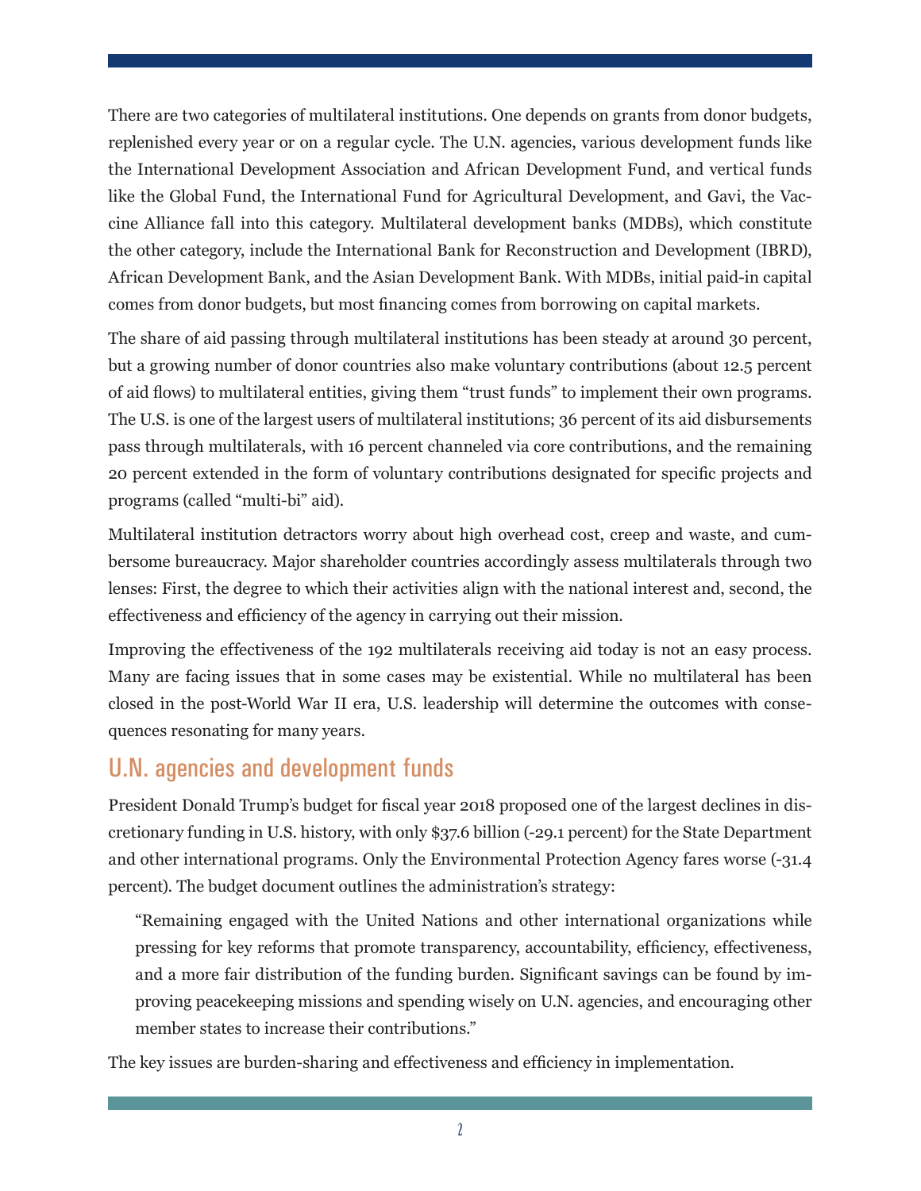There are two categories of multilateral institutions. One depends on grants from donor budgets, replenished every year or on a regular cycle. The U.N. agencies, various development funds like the International Development Association and African Development Fund, and vertical funds like the Global Fund, the International Fund for Agricultural Development, and Gavi, the Vaccine Alliance fall into this category. Multilateral development banks (MDBs), which constitute the other category, include the International Bank for Reconstruction and Development (IBRD), African Development Bank, and the Asian Development Bank. With MDBs, initial paid-in capital comes from donor budgets, but most financing comes from borrowing on capital markets.

The share of aid passing through multilateral institutions has been steady at around 30 percent, but a growing number of donor countries also make voluntary contributions (about 12.5 percent of aid flows) to multilateral entities, giving them "trust funds" to implement their own programs. The U.S. is one of the largest users of multilateral institutions; 36 percent of its aid disbursements pass through multilaterals, with 16 percent channeled via core contributions, and the remaining 20 percent extended in the form of voluntary contributions designated for specific projects and programs (called "multi-bi" aid).

Multilateral institution detractors worry about high overhead cost, creep and waste, and cumbersome bureaucracy. Major shareholder countries accordingly assess multilaterals through two lenses: First, the degree to which their activities align with the national interest and, second, the effectiveness and efficiency of the agency in carrying out their mission.

Improving the effectiveness of the 192 multilaterals receiving aid today is not an easy process. Many are facing issues that in some cases may be existential. While no multilateral has been closed in the post-World War II era, U.S. leadership will determine the outcomes with consequences resonating for many years.

## U.N. agencies and development funds

President Donald Trump's budget for fiscal year 2018 proposed one of the largest declines in discretionary funding in U.S. history, with only $37.6 billion (-29.1 percent) for the State Department and other international programs. Only the Environmental Protection Agency fares worse (-31.4 percent). The budget document outlines the administration's strategy:

> "Remaining engaged with the United Nations and other international organizations while pressing for key reforms that promote transparency, accountability, efficiency, effectiveness, and a more fair distribution of the funding burden. Significant savings can be found by improving peacekeeping missions and spending wisely on U.N. agencies, and encouraging other member states to increase their contributions."

The key issues are burden-sharing and effectiveness and efficiency in implementation.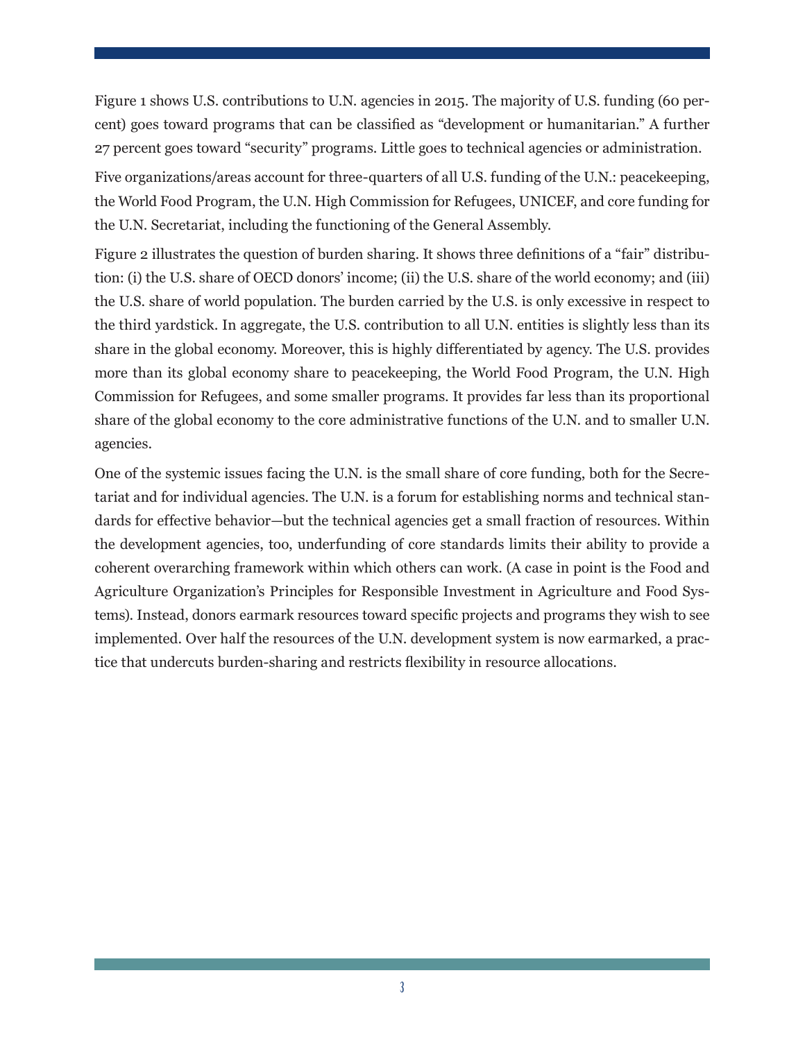Figure 1 shows U.S. contributions to U.N. agencies in 2015. The majority of U.S. funding (60 percent) goes toward programs that can be classified as "development or humanitarian." A further 27 percent goes toward "security" programs. Little goes to technical agencies or administration.

Five organizations/areas account for three-quarters of all U.S. funding of the U.N.: peacekeeping, the World Food Program, the U.N. High Commission for Refugees, UNICEF, and core funding for the U.N. Secretariat, including the functioning of the General Assembly.

Figure 2 illustrates the question of burden sharing. It shows three definitions of a "fair" distribution: (i) the U.S. share of OECD donors' income; (ii) the U.S. share of the world economy; and (iii) the U.S. share of world population. The burden carried by the U.S. is only excessive in respect to the third yardstick. In aggregate, the U.S. contribution to all U.N. entities is slightly less than its share in the global economy. Moreover, this is highly differentiated by agency. The U.S. provides more than its global economy share to peacekeeping, the World Food Program, the U.N. High Commission for Refugees, and some smaller programs. It provides far less than its proportional share of the global economy to the core administrative functions of the U.N. and to smaller U.N. agencies.

One of the systemic issues facing the U.N. is the small share of core funding, both for the Secretariat and for individual agencies. The U.N. is a forum for establishing norms and technical standards for effective behavior—but the technical agencies get a small fraction of resources. Within the development agencies, too, underfunding of core standards limits their ability to provide a coherent overarching framework within which others can work. (A case in point is the Food and Agriculture Organization's Principles for Responsible Investment in Agriculture and Food Systems). Instead, donors earmark resources toward specific projects and programs they wish to see implemented. Over half the resources of the U.N. development system is now earmarked, a practice that undercuts burden-sharing and restricts flexibility in resource allocations.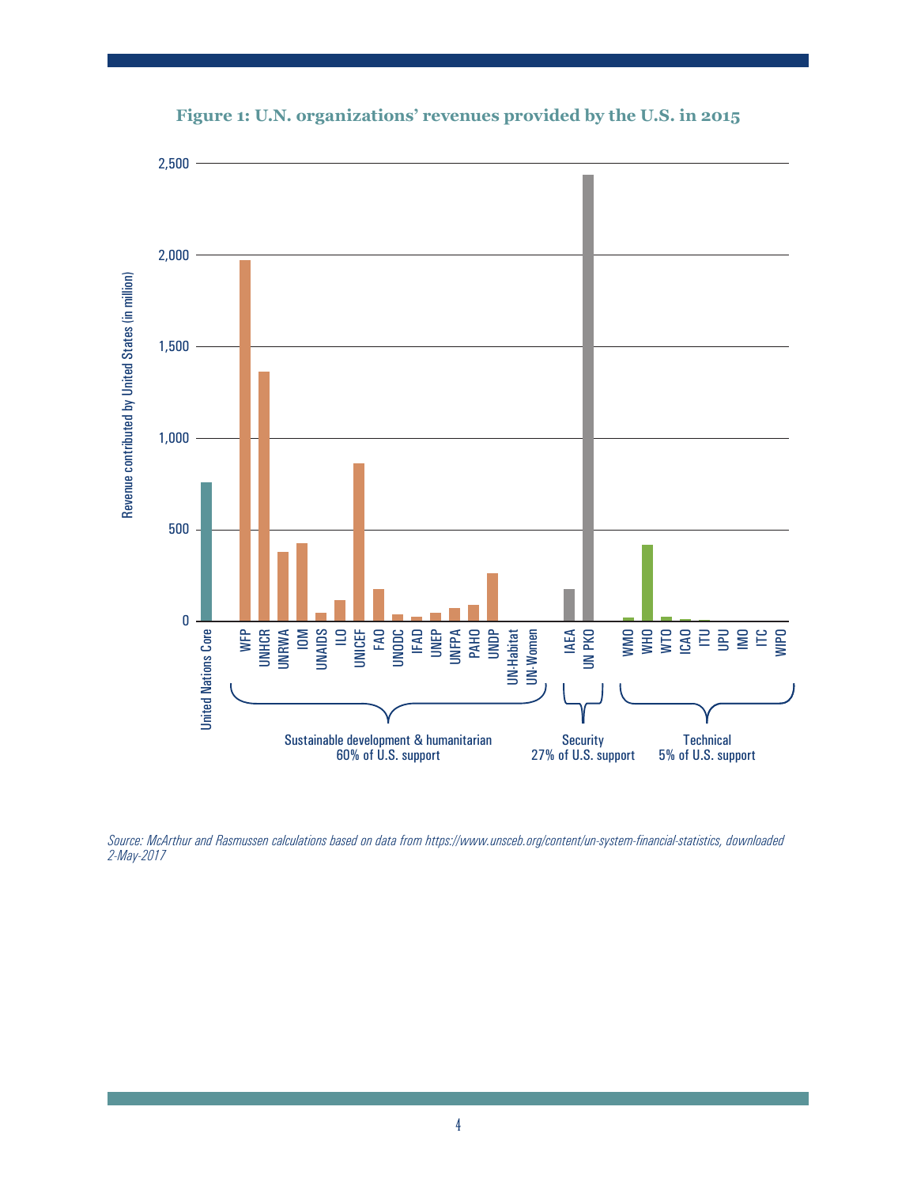**Figure 1: U.N. organizations' revenues provided by the U.S. in 2015**

Revenue contributed by United States (in million)

United Nations Core

Sustainable development & humanitarian
60% of U.S. support

WFP, UNHCR, UNRWA, IOM, UNAIDS, ILO, UNICEF, FAO, UNODC, IFAD, UNEP, UNFPA, PAHO, UNDP, UN-Habitat, UN-Women

Security
27% of U.S. support

IAEA, UN PKO

Technical
5% of U.S. support

WMO, WHO, WTO, ICAO, ITU, UPU, IMO, ITC, WIPO

*Source: McArthur and Rasmussen calculations based on data from https://www.unsceb.org/content/un-system-financial-statistics, downloaded 2-May-2017*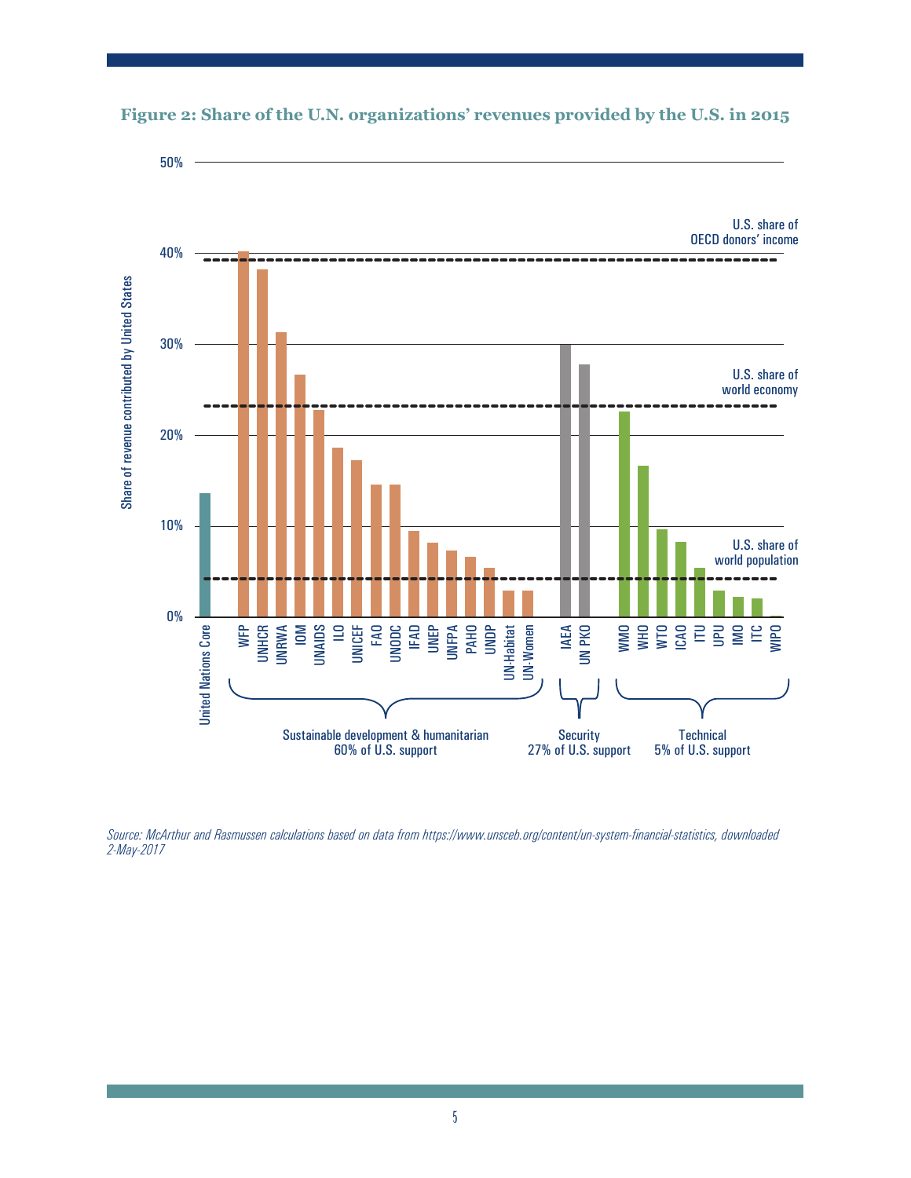**Figure 2: Share of the U.N. organizations' revenues provided by the U.S. in 2015**

Source: McArthur and Rasmussen calculations based on data from https://www.unsceb.org/content/un-system-financial-statistics, downloaded 2-May-2017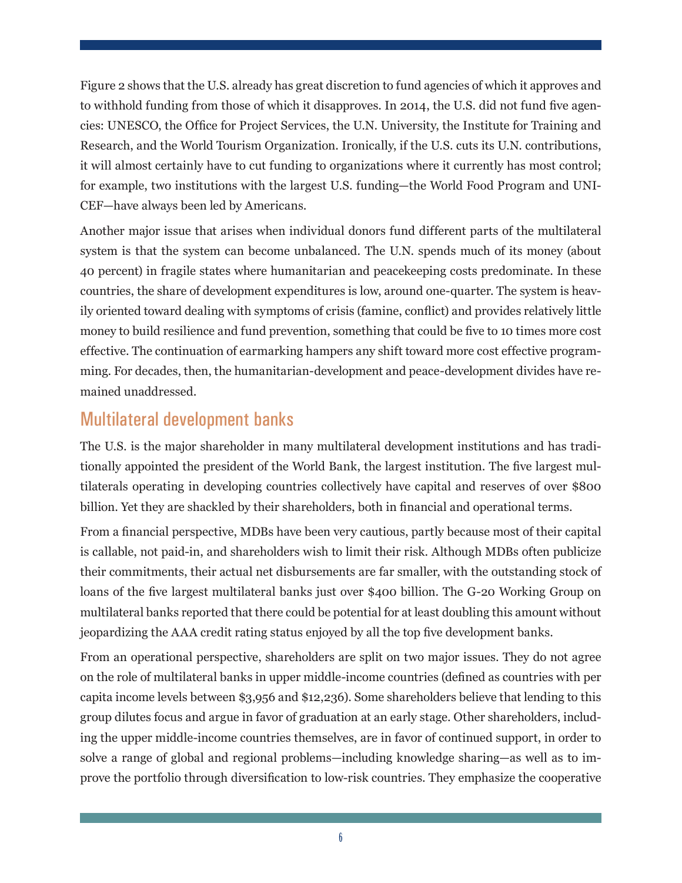Figure 2 shows that the U.S. already has great discretion to fund agencies of which it approves and to withhold funding from those of which it disapproves. In 2014, the U.S. did not fund five agencies: UNESCO, the Office for Project Services, the U.N. University, the Institute for Training and Research, and the World Tourism Organization. Ironically, if the U.S. cuts its U.N. contributions, it will almost certainly have to cut funding to organizations where it currently has most control; for example, two institutions with the largest U.S. funding—the World Food Program and UNICEF—have always been led by Americans.

Another major issue that arises when individual donors fund different parts of the multilateral system is that the system can become unbalanced. The U.N. spends much of its money (about 40 percent) in fragile states where humanitarian and peacekeeping costs predominate. In these countries, the share of development expenditures is low, around one-quarter. The system is heavily oriented toward dealing with symptoms of crisis (famine, conflict) and provides relatively little money to build resilience and fund prevention, something that could be five to 10 times more cost effective. The continuation of earmarking hampers any shift toward more cost effective programming. For decades, then, the humanitarian-development and peace-development divides have remained unaddressed.

## Multilateral development banks

The U.S. is the major shareholder in many multilateral development institutions and has traditionally appointed the president of the World Bank, the largest institution. The five largest multilaterals operating in developing countries collectively have capital and reserves of over $800 billion. Yet they are shackled by their shareholders, both in financial and operational terms.

From a financial perspective, MDBs have been very cautious, partly because most of their capital is callable, not paid-in, and shareholders wish to limit their risk. Although MDBs often publicize their commitments, their actual net disbursements are far smaller, with the outstanding stock of loans of the five largest multilateral banks just over $400 billion. The G-20 Working Group on multilateral banks reported that there could be potential for at least doubling this amount without jeopardizing the AAA credit rating status enjoyed by all the top five development banks.

From an operational perspective, shareholders are split on two major issues. They do not agree on the role of multilateral banks in upper middle-income countries (defined as countries with per capita income levels between $3,956 and $12,236). Some shareholders believe that lending to this group dilutes focus and argue in favor of graduation at an early stage. Other shareholders, including the upper middle-income countries themselves, are in favor of continued support, in order to solve a range of global and regional problems—including knowledge sharing—as well as to improve the portfolio through diversification to low-risk countries. They emphasize the cooperative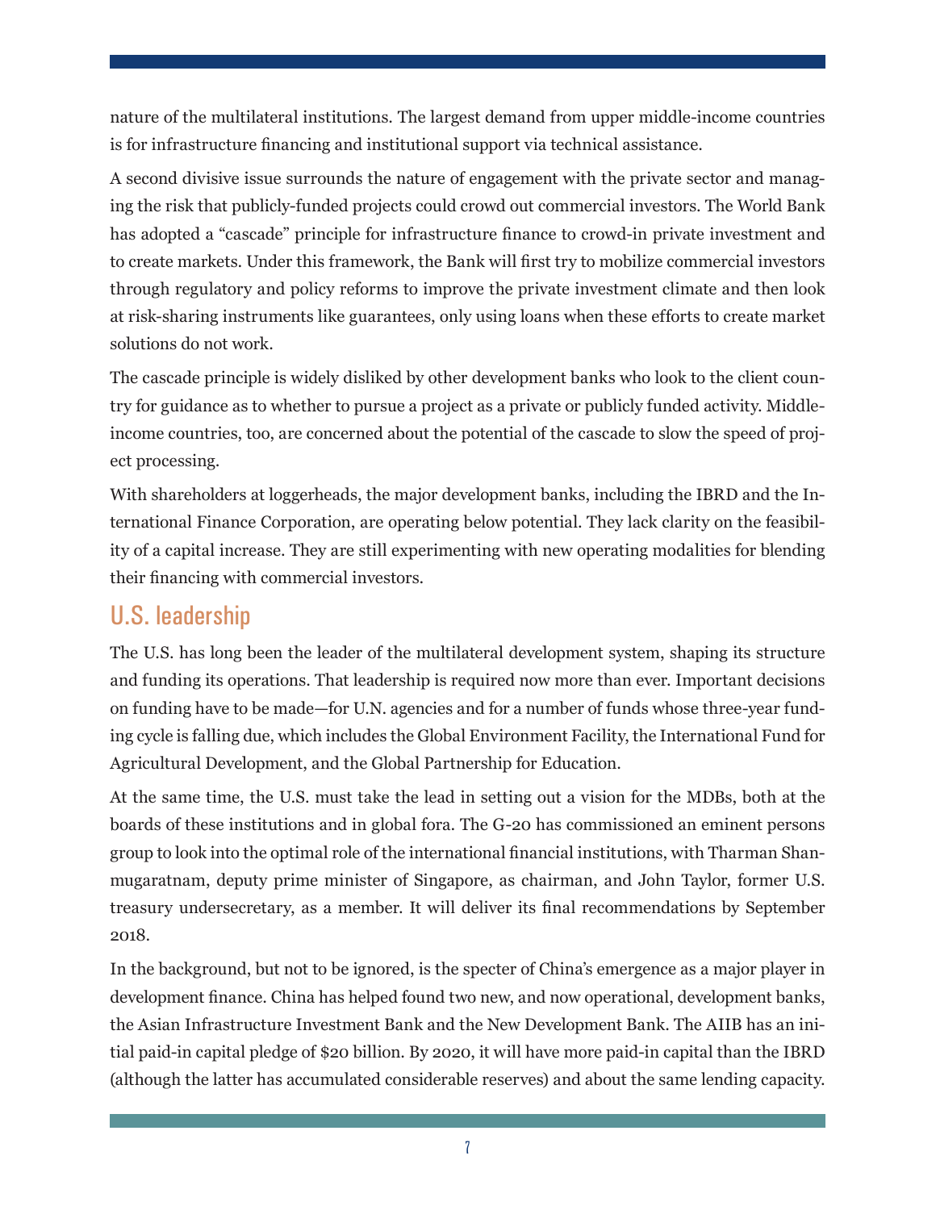nature of the multilateral institutions. The largest demand from upper middle-income countries is for infrastructure financing and institutional support via technical assistance.

A second divisive issue surrounds the nature of engagement with the private sector and managing the risk that publicly-funded projects could crowd out commercial investors. The World Bank has adopted a "cascade" principle for infrastructure finance to crowd-in private investment and to create markets. Under this framework, the Bank will first try to mobilize commercial investors through regulatory and policy reforms to improve the private investment climate and then look at risk-sharing instruments like guarantees, only using loans when these efforts to create market solutions do not work.

The cascade principle is widely disliked by other development banks who look to the client country for guidance as to whether to pursue a project as a private or publicly funded activity. Middle-income countries, too, are concerned about the potential of the cascade to slow the speed of project processing.

With shareholders at loggerheads, the major development banks, including the IBRD and the International Finance Corporation, are operating below potential. They lack clarity on the feasibility of a capital increase. They are still experimenting with new operating modalities for blending their financing with commercial investors.

## U.S. leadership

The U.S. has long been the leader of the multilateral development system, shaping its structure and funding its operations. That leadership is required now more than ever. Important decisions on funding have to be made—for U.N. agencies and for a number of funds whose three-year funding cycle is falling due, which includes the Global Environment Facility, the International Fund for Agricultural Development, and the Global Partnership for Education.

At the same time, the U.S. must take the lead in setting out a vision for the MDBs, both at the boards of these institutions and in global fora. The G-20 has commissioned an eminent persons group to look into the optimal role of the international financial institutions, with Tharman Shanmugaratnam, deputy prime minister of Singapore, as chairman, and John Taylor, former U.S. treasury undersecretary, as a member. It will deliver its final recommendations by September 2018.

In the background, but not to be ignored, is the specter of China's emergence as a major player in development finance. China has helped found two new, and now operational, development banks, the Asian Infrastructure Investment Bank and the New Development Bank. The AIIB has an initial paid-in capital pledge of $20 billion. By 2020, it will have more paid-in capital than the IBRD (although the latter has accumulated considerable reserves) and about the same lending capacity.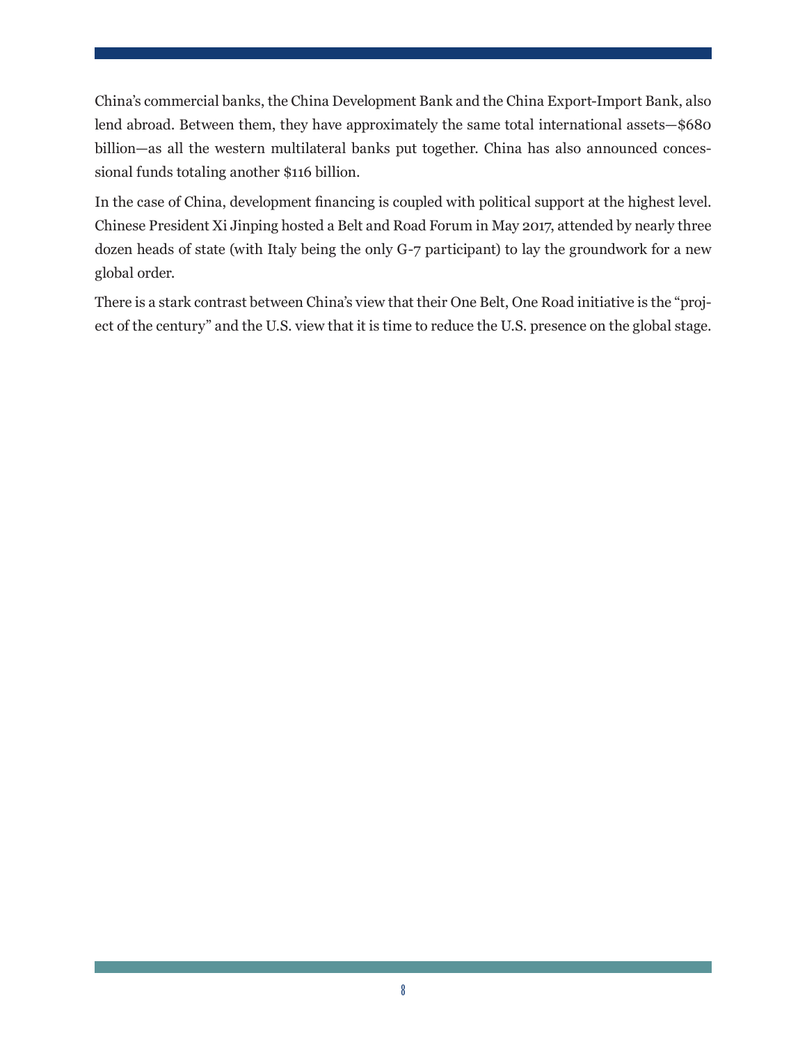China's commercial banks, the China Development Bank and the China Export-Import Bank, also lend abroad. Between them, they have approximately the same total international assets—$680 billion—as all the western multilateral banks put together. China has also announced concessional funds totaling another $116 billion.

In the case of China, development financing is coupled with political support at the highest level. Chinese President Xi Jinping hosted a Belt and Road Forum in May 2017, attended by nearly three dozen heads of state (with Italy being the only G-7 participant) to lay the groundwork for a new global order.

There is a stark contrast between China's view that their One Belt, One Road initiative is the "project of the century" and the U.S. view that it is time to reduce the U.S. presence on the global stage.